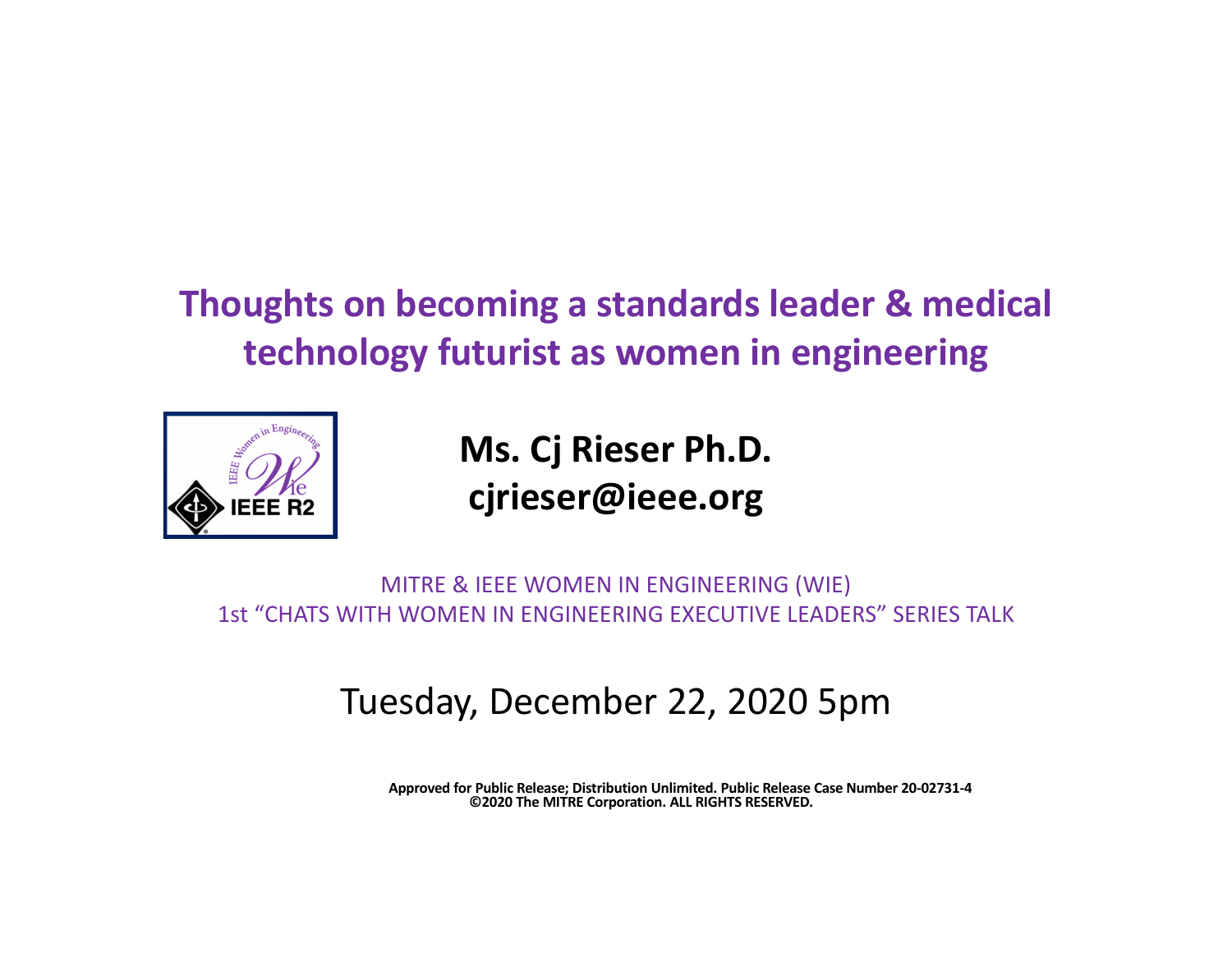# Thoughts on becoming a standards leader & medical technology futurist as women in engineering

**Ms. Cj Rieser Ph.D.**
**cjrieser@ieee.org**

MITRE & IEEE WOMEN IN ENGINEERING (WIE)
1st "CHATS WITH WOMEN IN ENGINEERING EXECUTIVE LEADERS" SERIES TALK

Tuesday, December 22, 2020 5pm

**Approved for Public Release; Distribution Unlimited. Public Release Case Number 20-02731-4**
**©2020 The MITRE Corporation. ALL RIGHTS RESERVED.**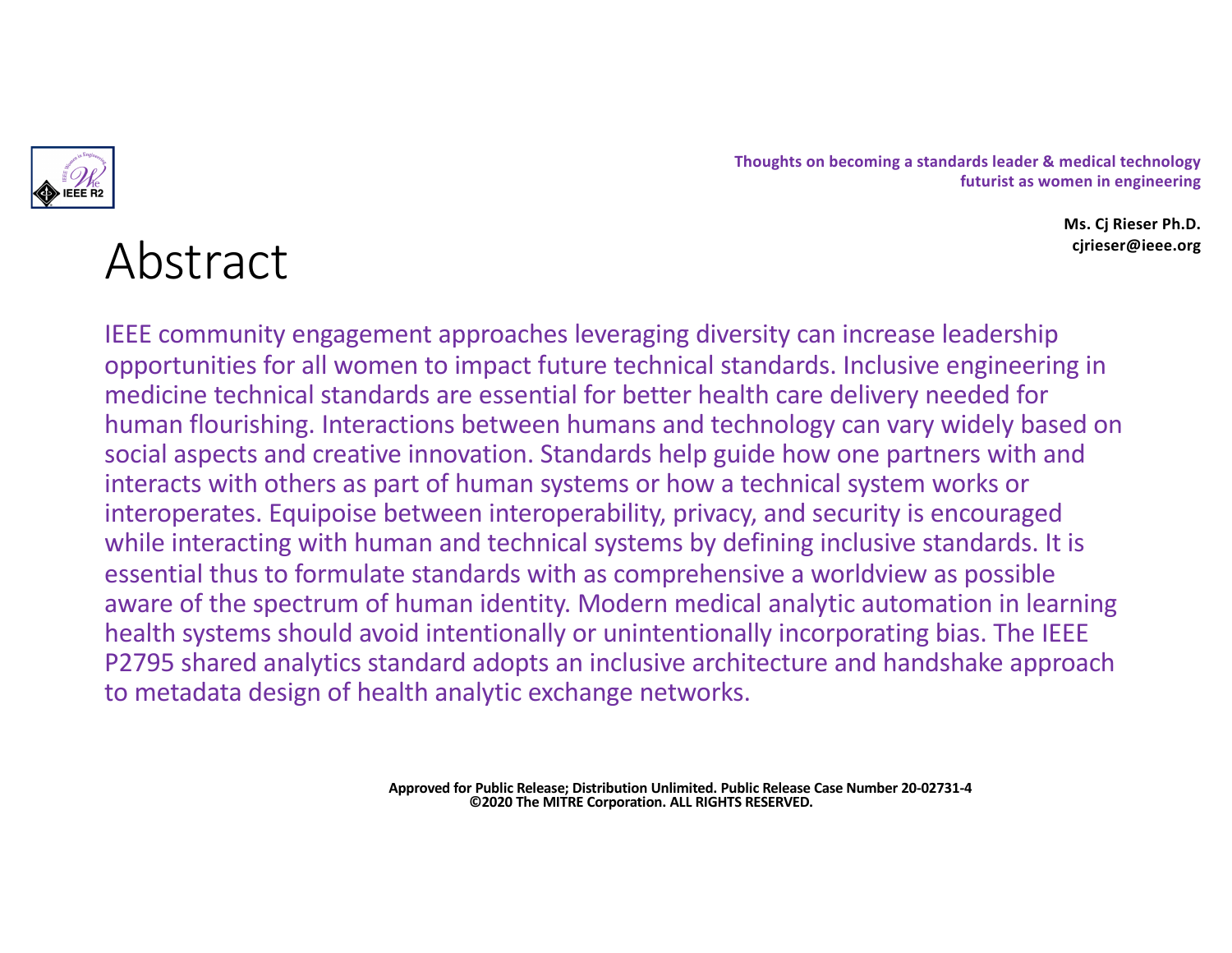Thoughts on becoming a standards leader & medical technology futurist as women in engineering

**Ms. Cj Rieser Ph.D.**
**cjrieser@ieee.org**

# Abstract

IEEE community engagement approaches leveraging diversity can increase leadership opportunities for all women to impact future technical standards. Inclusive engineering in medicine technical standards are essential for better health care delivery needed for human flourishing. Interactions between humans and technology can vary widely based on social aspects and creative innovation. Standards help guide how one partners with and interacts with others as part of human systems or how a technical system works or interoperates. Equipoise between interoperability, privacy, and security is encouraged while interacting with human and technical systems by defining inclusive standards. It is essential thus to formulate standards with as comprehensive a worldview as possible aware of the spectrum of human identity. Modern medical analytic automation in learning health systems should avoid intentionally or unintentionally incorporating bias. The IEEE P2795 shared analytics standard adopts an inclusive architecture and handshake approach to metadata design of health analytic exchange networks.

**Approved for Public Release; Distribution Unlimited. Public Release Case Number 20-02731-4**
**©2020 The MITRE Corporation. ALL RIGHTS RESERVED.**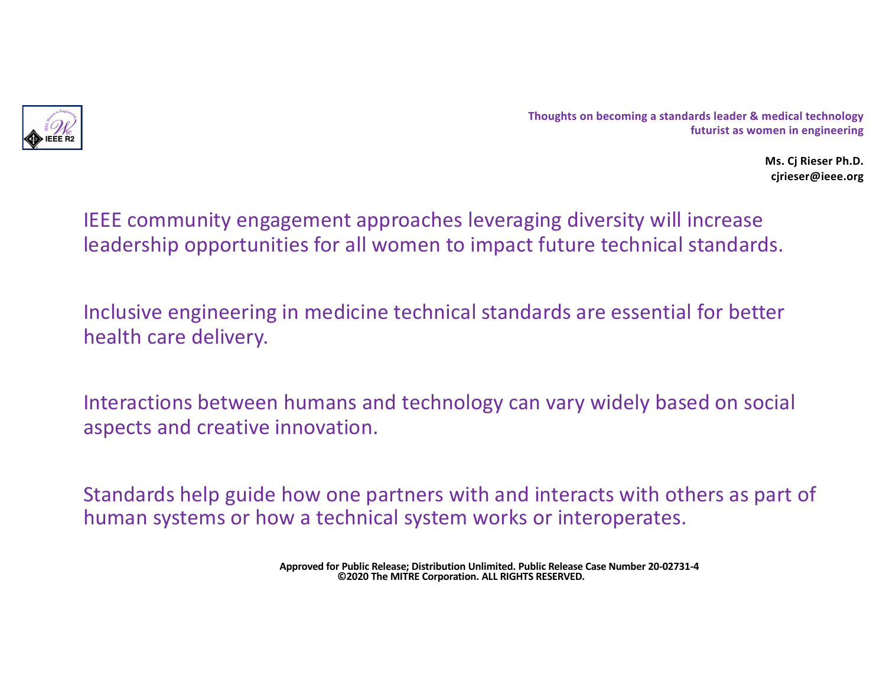**Thoughts on becoming a standards leader & medical technology futurist as women in engineering**

**Ms. Cj Rieser Ph.D.**
**cjrieser@ieee.org**

IEEE community engagement approaches leveraging diversity will increase leadership opportunities for all women to impact future technical standards.

Inclusive engineering in medicine technical standards are essential for better health care delivery.

Interactions between humans and technology can vary widely based on social aspects and creative innovation.

Standards help guide how one partners with and interacts with others as part of human systems or how a technical system works or interoperates.

**Approved for Public Release; Distribution Unlimited. Public Release Case Number 20-02731-4**
**©2020 The MITRE Corporation. ALL RIGHTS RESERVED.**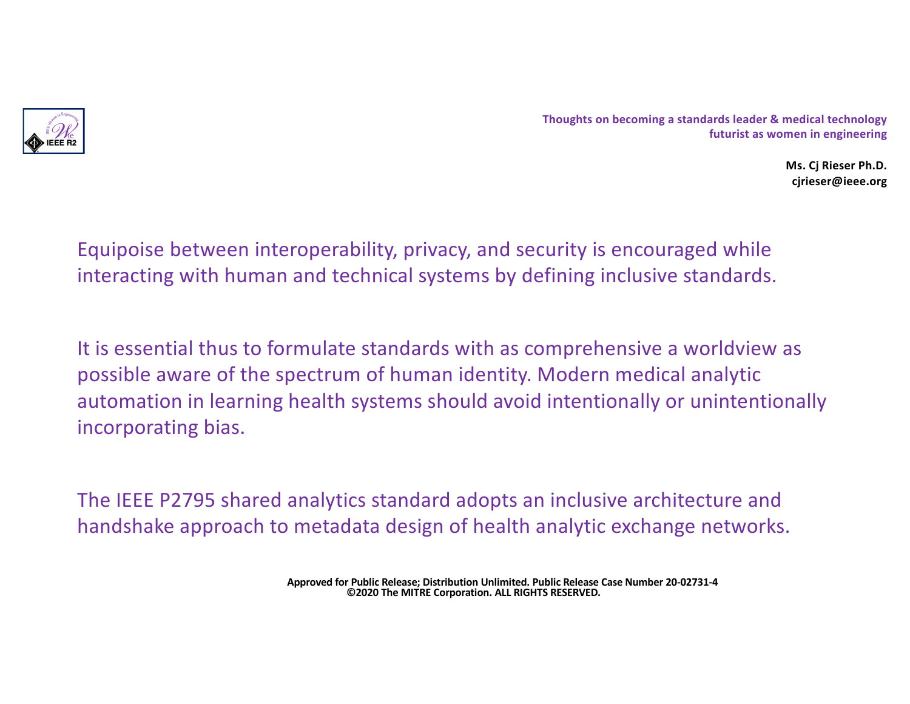Thoughts on becoming a standards leader & medical technology futurist as women in engineering

**Ms. Cj Rieser Ph.D.**
**cjrieser@ieee.org**

Equipoise between interoperability, privacy, and security is encouraged while interacting with human and technical systems by defining inclusive standards.

It is essential thus to formulate standards with as comprehensive a worldview as possible aware of the spectrum of human identity. Modern medical analytic automation in learning health systems should avoid intentionally or unintentionally incorporating bias.

The IEEE P2795 shared analytics standard adopts an inclusive architecture and handshake approach to metadata design of health analytic exchange networks.

**Approved for Public Release; Distribution Unlimited. Public Release Case Number 20-02731-4**
**©2020 The MITRE Corporation. ALL RIGHTS RESERVED.**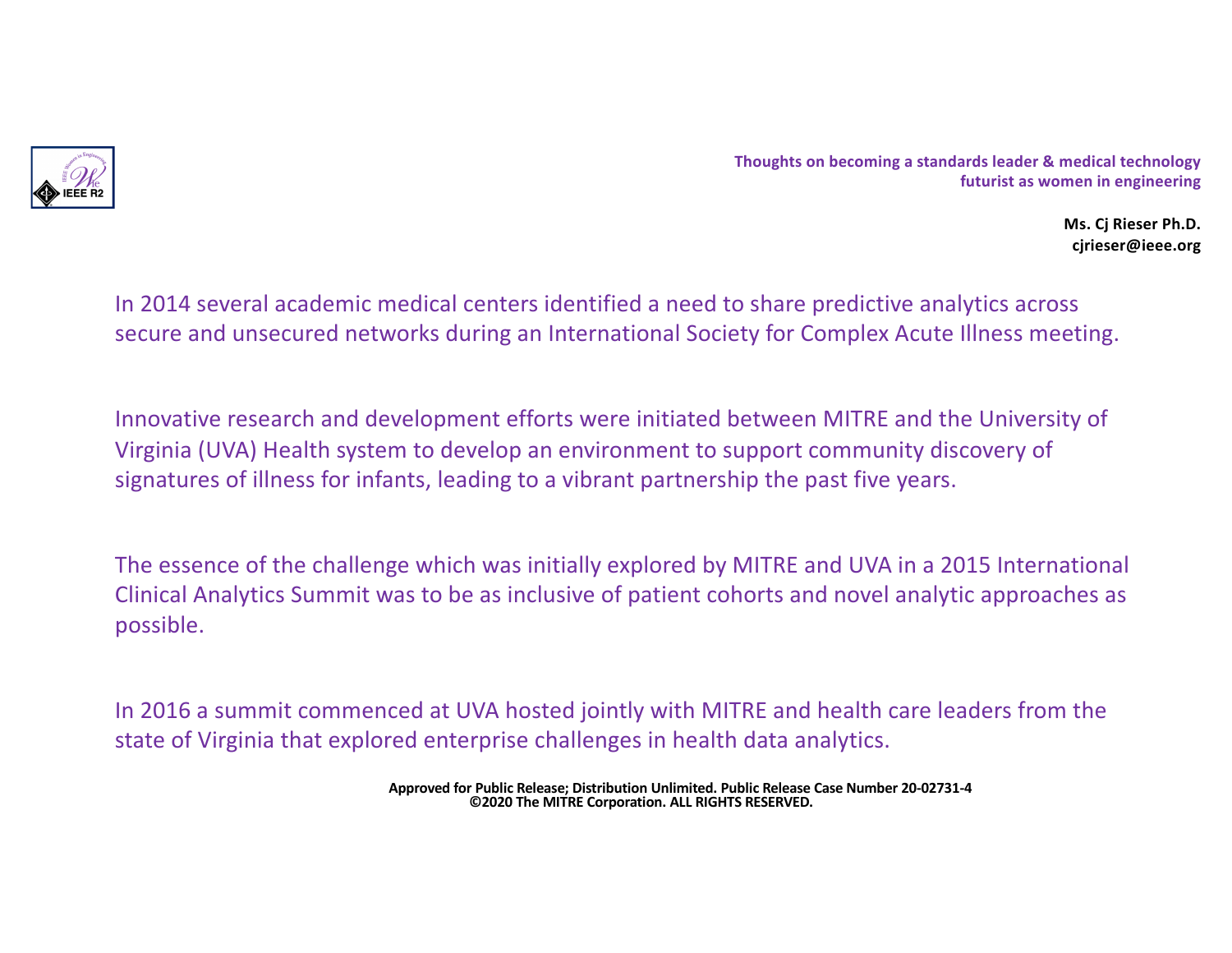**Thoughts on becoming a standards leader & medical technology futurist as women in engineering**

**Ms. Cj Rieser Ph.D.**
**cjrieser@ieee.org**

In 2014 several academic medical centers identified a need to share predictive analytics across secure and unsecured networks during an International Society for Complex Acute Illness meeting.

Innovative research and development efforts were initiated between MITRE and the University of Virginia (UVA) Health system to develop an environment to support community discovery of signatures of illness for infants, leading to a vibrant partnership the past five years.

The essence of the challenge which was initially explored by MITRE and UVA in a 2015 International Clinical Analytics Summit was to be as inclusive of patient cohorts and novel analytic approaches as possible.

In 2016 a summit commenced at UVA hosted jointly with MITRE and health care leaders from the state of Virginia that explored enterprise challenges in health data analytics.

**Approved for Public Release; Distribution Unlimited. Public Release Case Number 20-02731-4**
**©2020 The MITRE Corporation. ALL RIGHTS RESERVED.**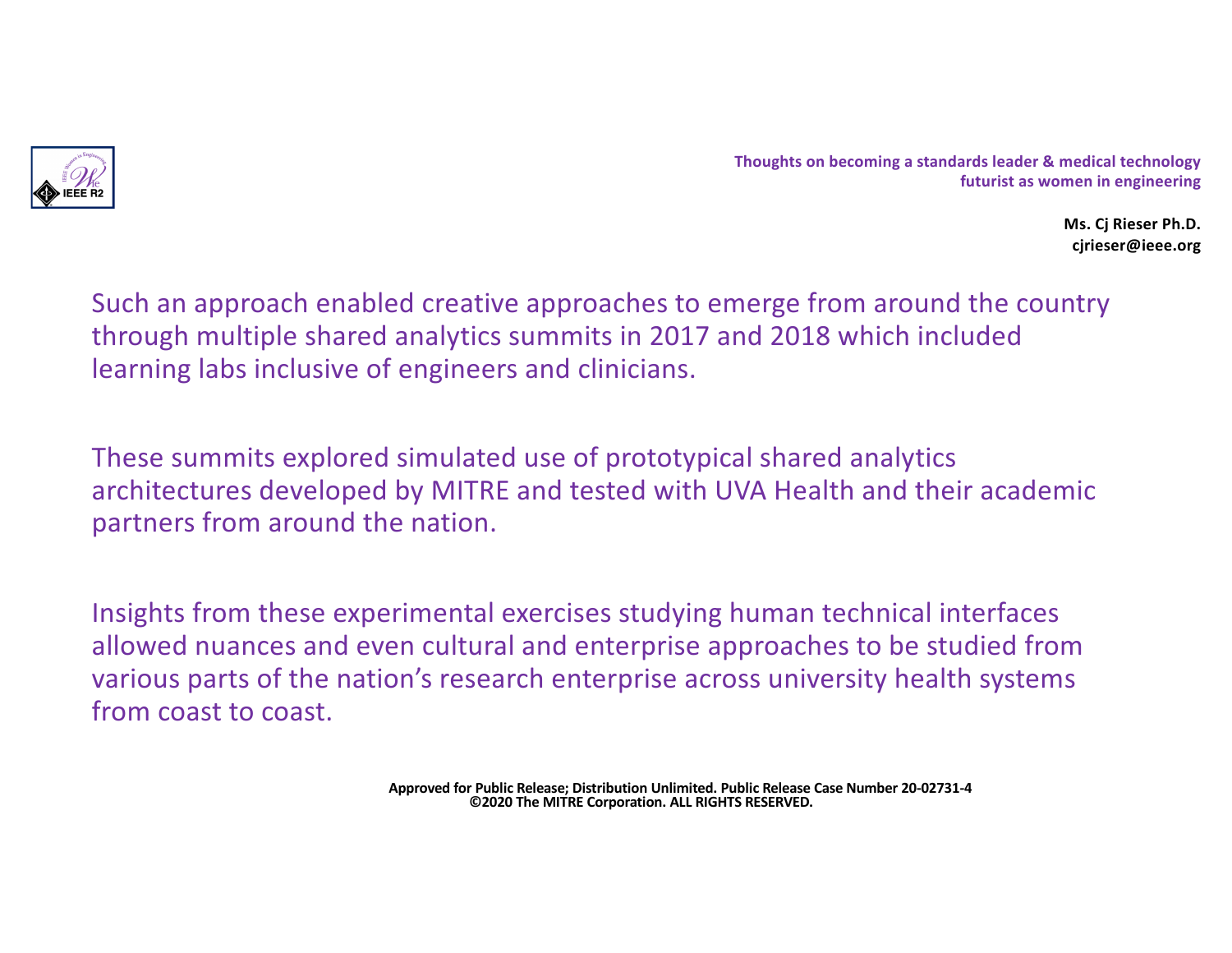Such an approach enabled creative approaches to emerge from around the country through multiple shared analytics summits in 2017 and 2018 which included learning labs inclusive of engineers and clinicians.

These summits explored simulated use of prototypical shared analytics architectures developed by MITRE and tested with UVA Health and their academic partners from around the nation.

Insights from these experimental exercises studying human technical interfaces allowed nuances and even cultural and enterprise approaches to be studied from various parts of the nation's research enterprise across university health systems from coast to coast.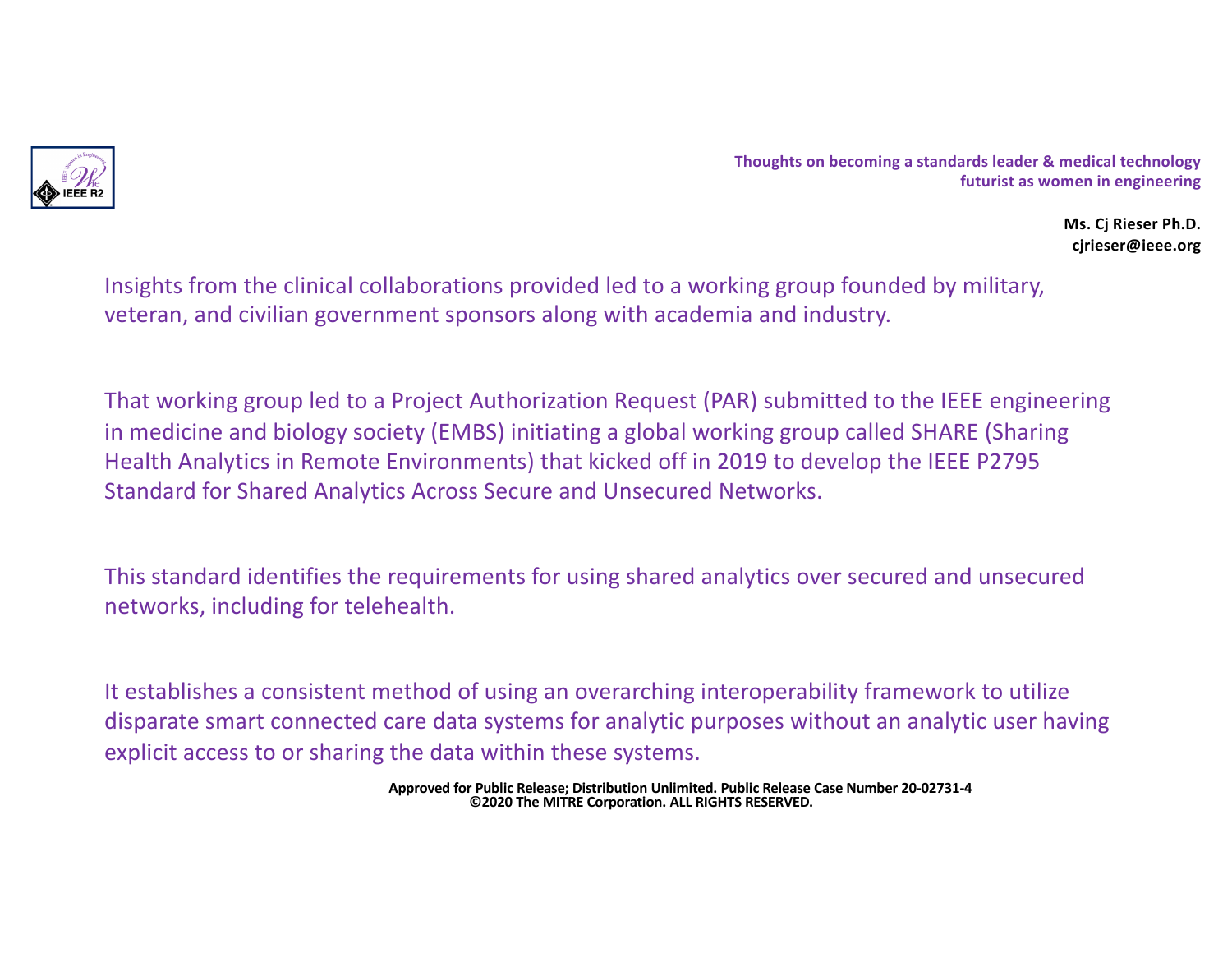**Thoughts on becoming a standards leader & medical technology futurist as women in engineering**

**Ms. Cj Rieser Ph.D.**
**cjrieser@ieee.org**

Insights from the clinical collaborations provided led to a working group founded by military, veteran, and civilian government sponsors along with academia and industry.

That working group led to a Project Authorization Request (PAR) submitted to the IEEE engineering in medicine and biology society (EMBS) initiating a global working group called SHARE (Sharing Health Analytics in Remote Environments) that kicked off in 2019 to develop the IEEE P2795 Standard for Shared Analytics Across Secure and Unsecured Networks.

This standard identifies the requirements for using shared analytics over secured and unsecured networks, including for telehealth.

It establishes a consistent method of using an overarching interoperability framework to utilize disparate smart connected care data systems for analytic purposes without an analytic user having explicit access to or sharing the data within these systems.

**Approved for Public Release; Distribution Unlimited. Public Release Case Number 20-02731-4**
**©2020 The MITRE Corporation. ALL RIGHTS RESERVED.**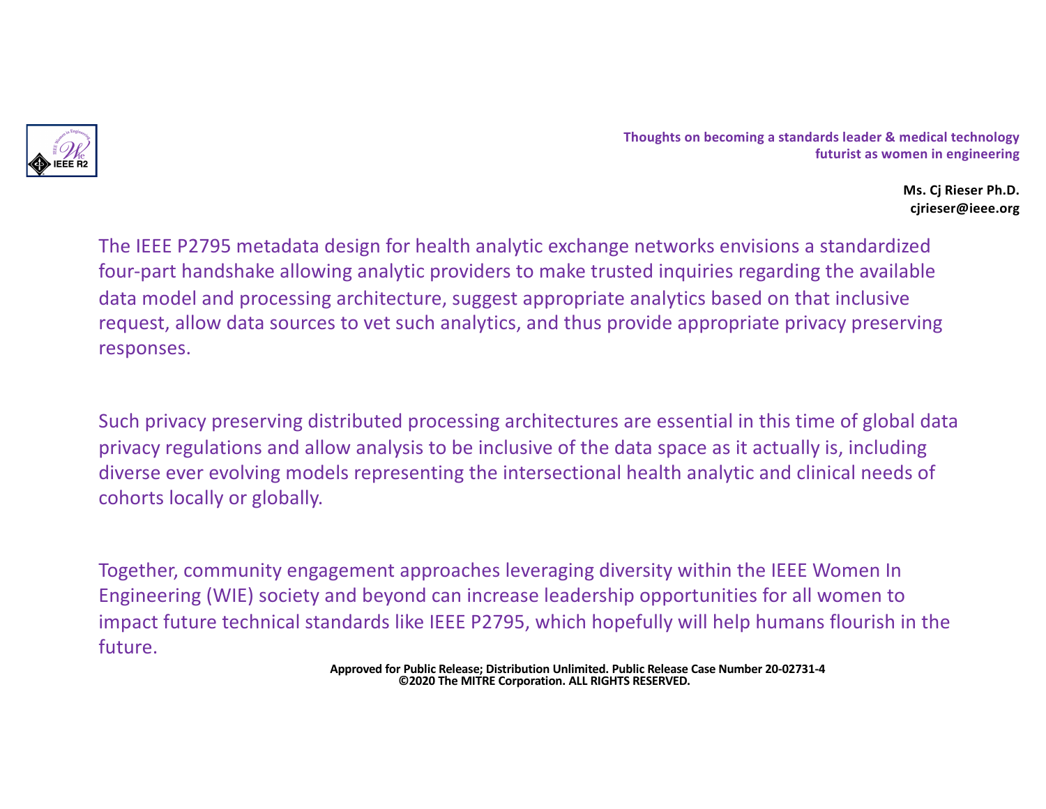**Thoughts on becoming a standards leader & medical technology futurist as women in engineering**

**Ms. Cj Rieser Ph.D.**
**cjrieser@ieee.org**

The IEEE P2795 metadata design for health analytic exchange networks envisions a standardized four-part handshake allowing analytic providers to make trusted inquiries regarding the available data model and processing architecture, suggest appropriate analytics based on that inclusive request, allow data sources to vet such analytics, and thus provide appropriate privacy preserving responses.

Such privacy preserving distributed processing architectures are essential in this time of global data privacy regulations and allow analysis to be inclusive of the data space as it actually is, including diverse ever evolving models representing the intersectional health analytic and clinical needs of cohorts locally or globally.

Together, community engagement approaches leveraging diversity within the IEEE Women In Engineering (WIE) society and beyond can increase leadership opportunities for all women to impact future technical standards like IEEE P2795, which hopefully will help humans flourish in the future.

**Approved for Public Release; Distribution Unlimited. Public Release Case Number 20-02731-4**
**©2020 The MITRE Corporation. ALL RIGHTS RESERVED.**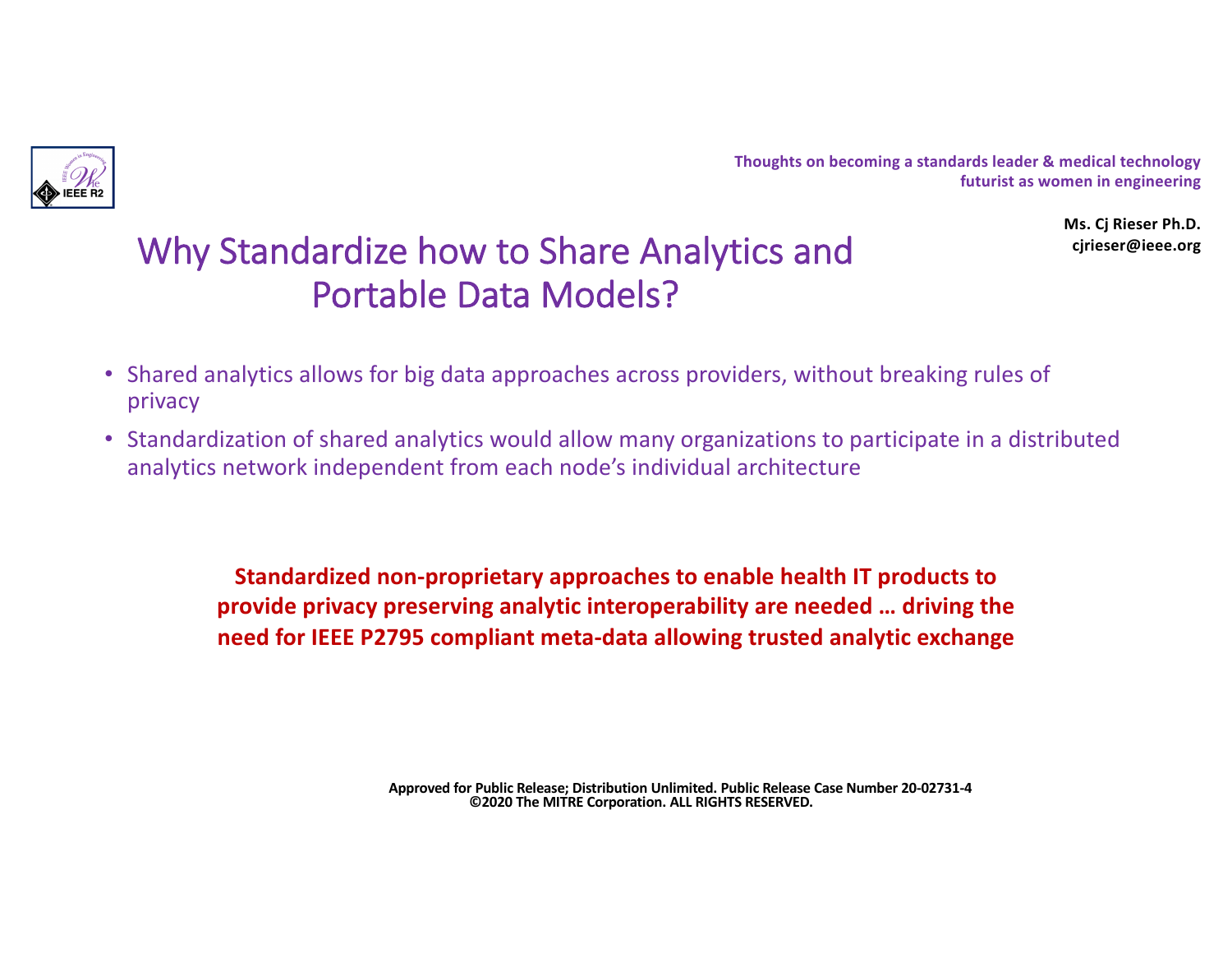# Why Standardize how to Share Analytics and Portable Data Models?

- Shared analytics allows for big data approaches across providers, without breaking rules of privacy
- Standardization of shared analytics would allow many organizations to participate in a distributed analytics network independent from each node's individual architecture

**Standardized non-proprietary approaches to enable health IT products to provide privacy preserving analytic interoperability are needed … driving the need for IEEE P2795 compliant meta-data allowing trusted analytic exchange**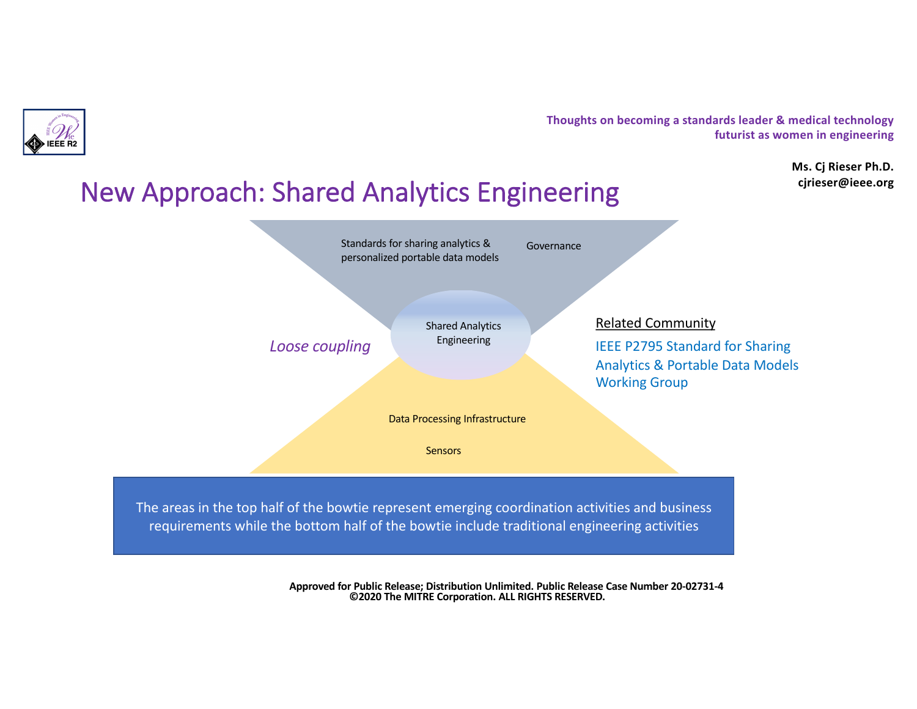Thoughts on becoming a standards leader & medical technology futurist as women in engineering

**Ms. Cj Rieser Ph.D.**
**cjrieser@ieee.org**

# New Approach: Shared Analytics Engineering

Standards for sharing analytics & personalized portable data models

Governance

Shared Analytics Engineering

*Loose coupling*

Data Processing Infrastructure

Sensors

Related Community

IEEE P2795 Standard for Sharing Analytics & Portable Data Models Working Group

The areas in the top half of the bowtie represent emerging coordination activities and business requirements while the bottom half of the bowtie include traditional engineering activities

**Approved for Public Release; Distribution Unlimited. Public Release Case Number 20-02731-4**
**©2020 The MITRE Corporation. ALL RIGHTS RESERVED.**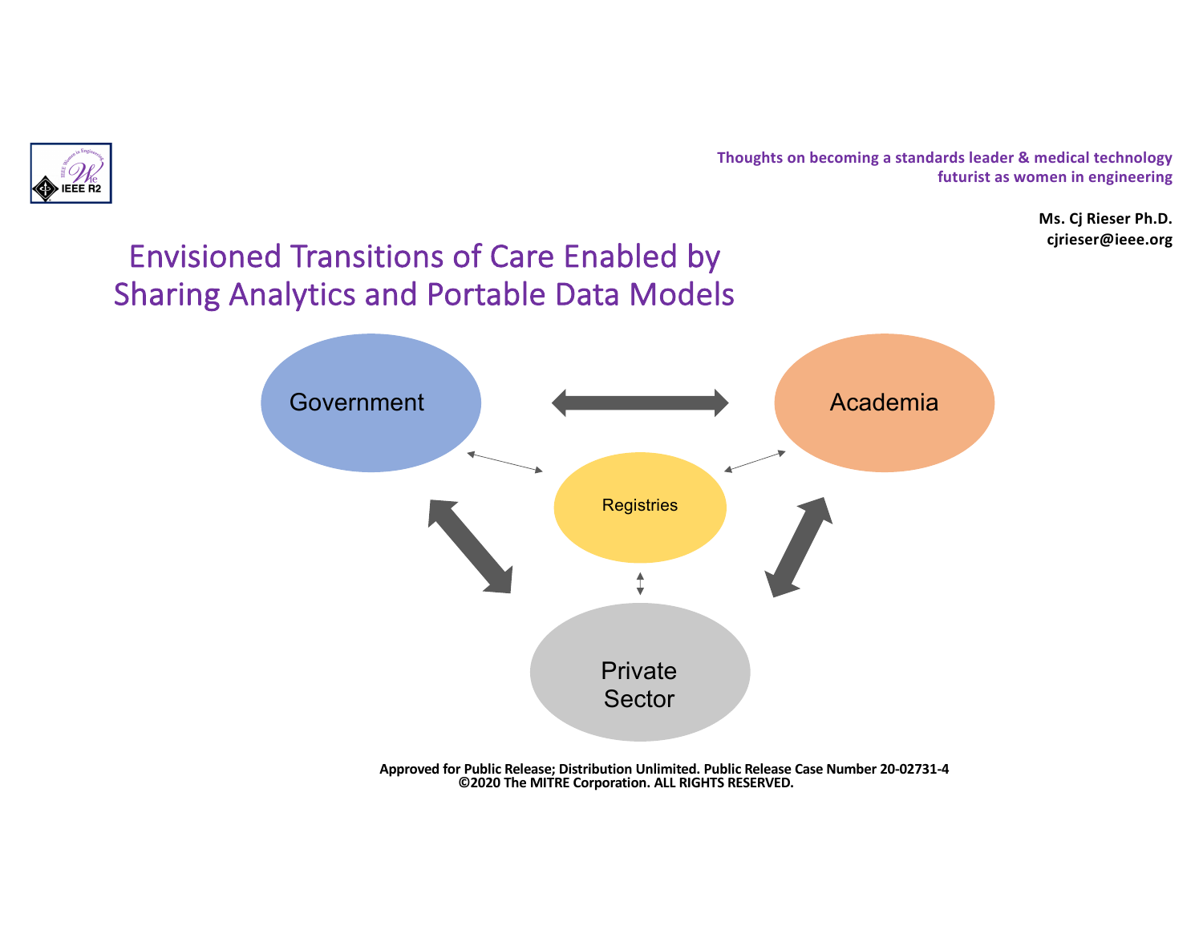Thoughts on becoming a standards leader & medical technology futurist as women in engineering

**Ms. Cj Rieser Ph.D.**
**cjrieser@ieee.org**

# Envisioned Transitions of Care Enabled by Sharing Analytics and Portable Data Models

Government

Academia

Registries

Private Sector

**Approved for Public Release; Distribution Unlimited. Public Release Case Number 20-02731-4**
**©2020 The MITRE Corporation. ALL RIGHTS RESERVED.**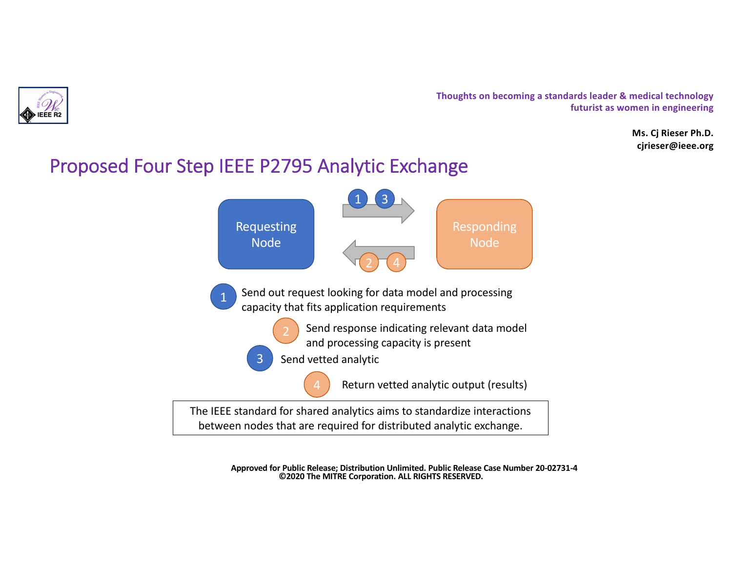# Proposed Four Step IEEE P2795 Analytic Exchange

Requesting Node → (1, 3) → Responding Node

Responding Node → (2, 4) → Requesting Node

1. Send out request looking for data model and processing capacity that fits application requirements
2. Send response indicating relevant data model and processing capacity is present
3. Send vetted analytic
4. Return vetted analytic output (results)

The IEEE standard for shared analytics aims to standardize interactions between nodes that are required for distributed analytic exchange.

**Approved for Public Release; Distribution Unlimited. Public Release Case Number 20-02731-4**
**©2020 The MITRE Corporation. ALL RIGHTS RESERVED.**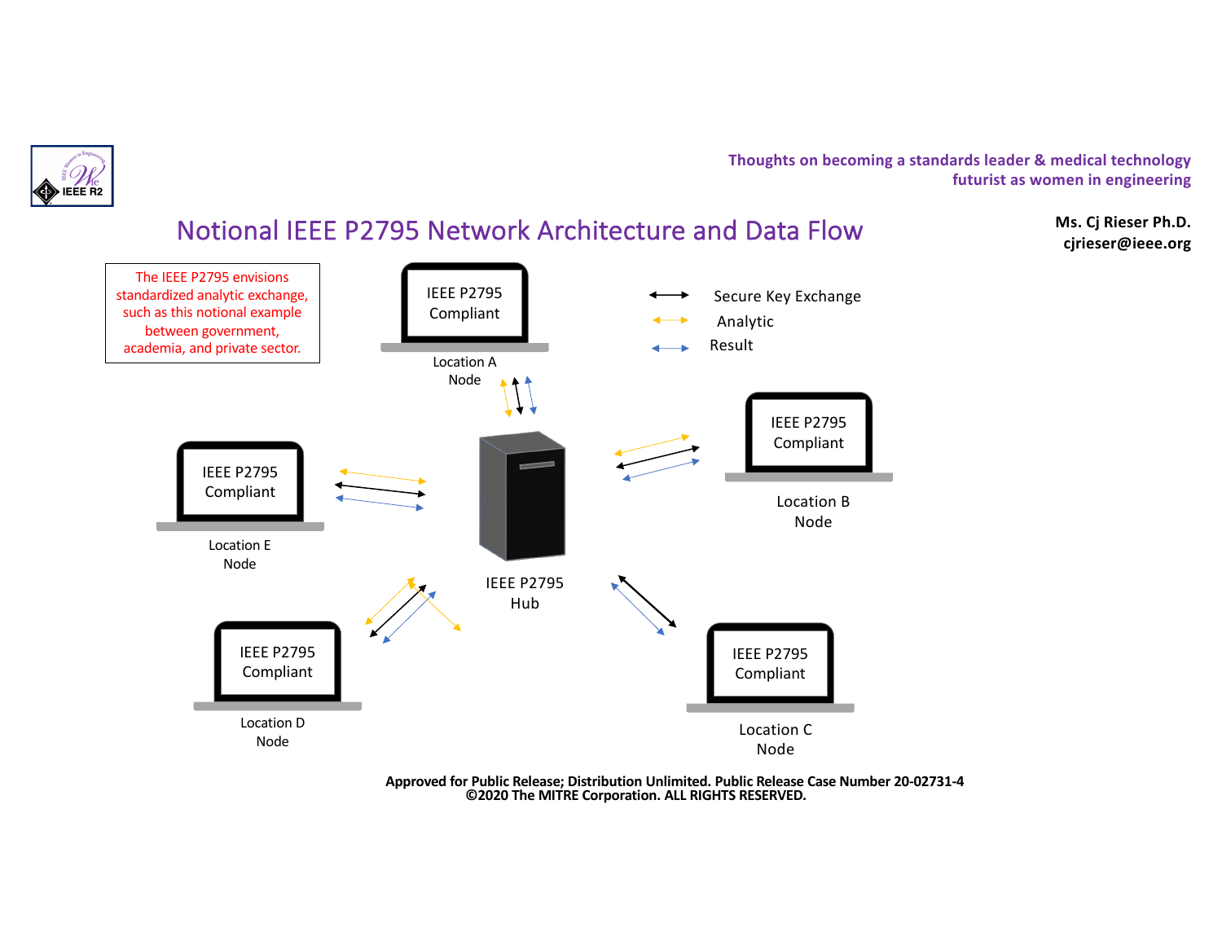# Notional IEEE P2795 Network Architecture and Data Flow

The IEEE P2795 envisions standardized analytic exchange, such as this notional example between government, academia, and private sector.

Legend:
- Secure Key Exchange
- Analytic
- Result

IEEE P2795 Compliant — Location A Node

IEEE P2795 Compliant — Location B Node

IEEE P2795 Compliant — Location C Node

IEEE P2795 Compliant — Location D Node

IEEE P2795 Compliant — Location E Node

IEEE P2795 Hub

**Approved for Public Release; Distribution Unlimited. Public Release Case Number 20-02731-4**
**©2020 The MITRE Corporation. ALL RIGHTS RESERVED.**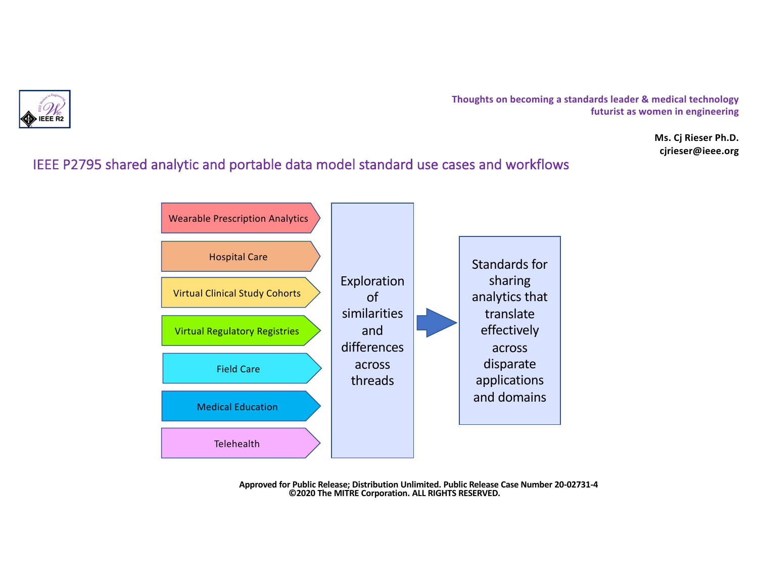Thoughts on becoming a standards leader & medical technology futurist as women in engineering

**Ms. Cj Rieser Ph.D.**
**cjrieser@ieee.org**

## IEEE P2795 shared analytic and portable data model standard use cases and workflows

- Wearable Prescription Analytics
- Hospital Care
- Virtual Clinical Study Cohorts
- Virtual Regulatory Registries
- Field Care
- Medical Education
- Telehealth

Exploration of similarities and differences across threads

→

Standards for sharing analytics that translate effectively across disparate applications and domains

**Approved for Public Release; Distribution Unlimited. Public Release Case Number 20-02731-4**
**©2020 The MITRE Corporation. ALL RIGHTS RESERVED.**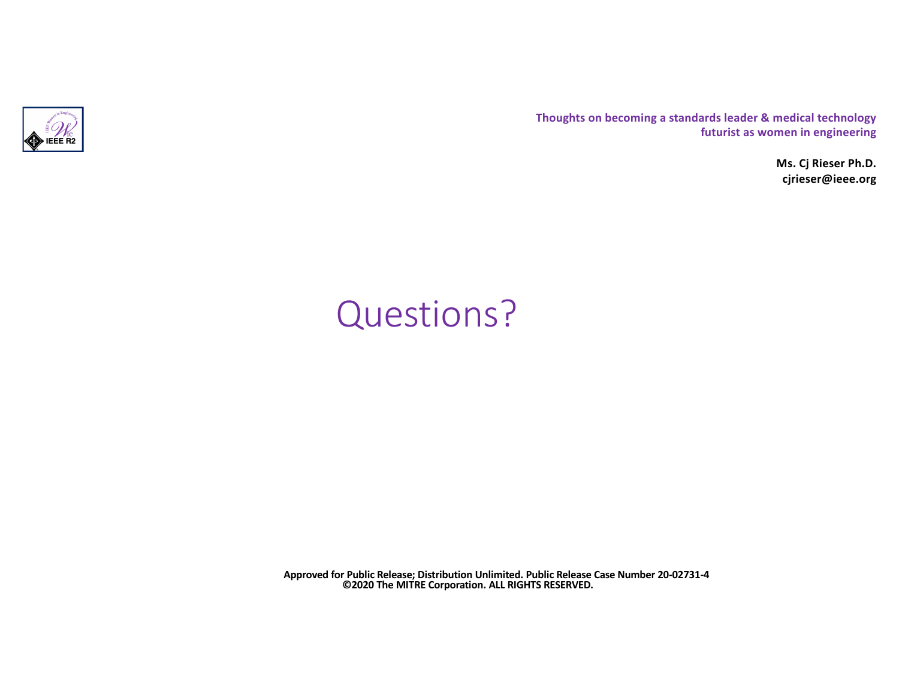**Thoughts on becoming a standards leader & medical technology futurist as women in engineering**

**Ms. Cj Rieser Ph.D.**
**cjrieser@ieee.org**

# Questions?

**Approved for Public Release; Distribution Unlimited. Public Release Case Number 20-02731-4**
**©2020 The MITRE Corporation. ALL RIGHTS RESERVED.**